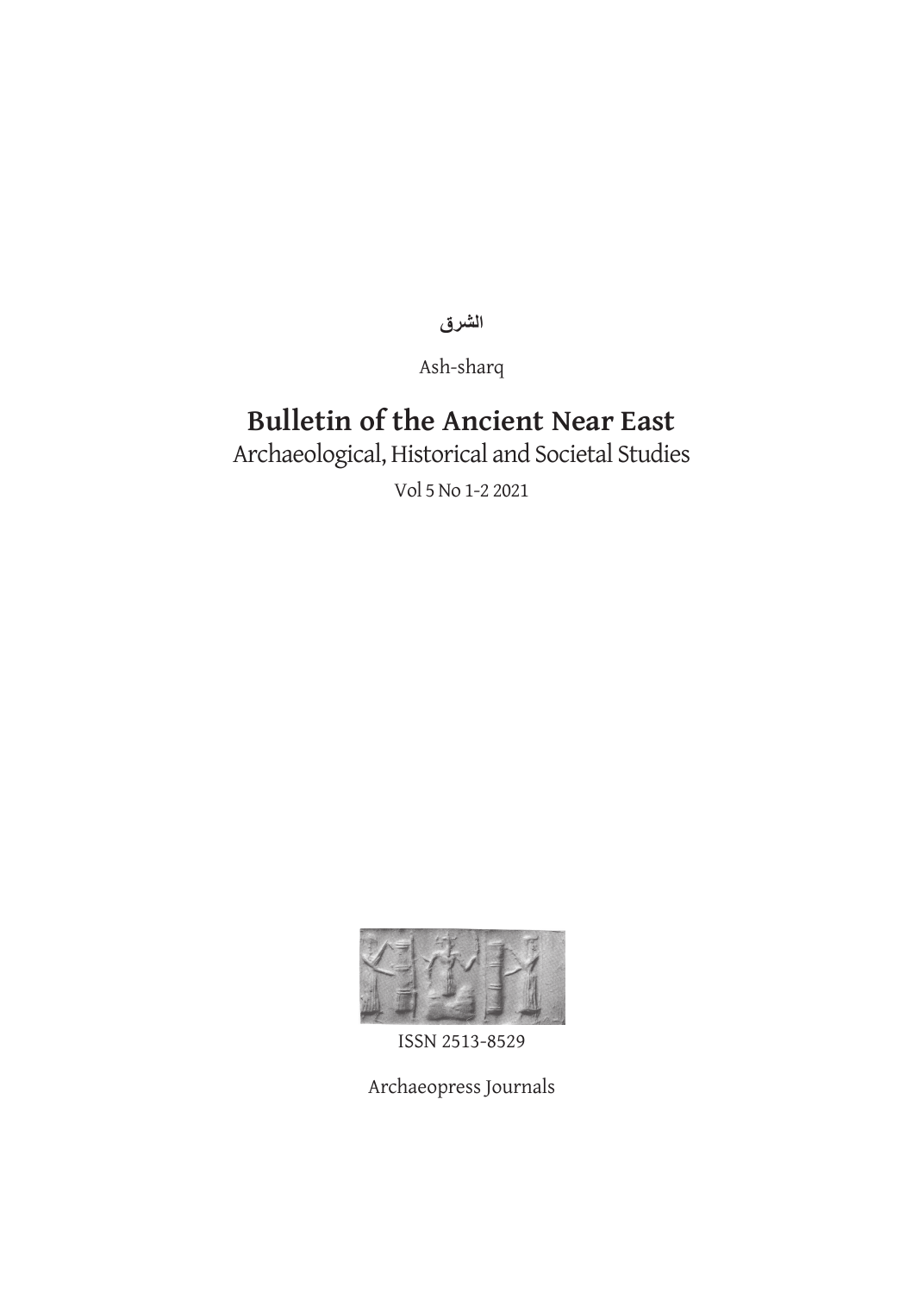الشرق

Ash-sharq

# Bulletin of the Ancient Near East

Archaeological, Historical and Societal Studies

Vol 5 No 1-2 2021

ISSN 2513-8529

Archaeopress Journals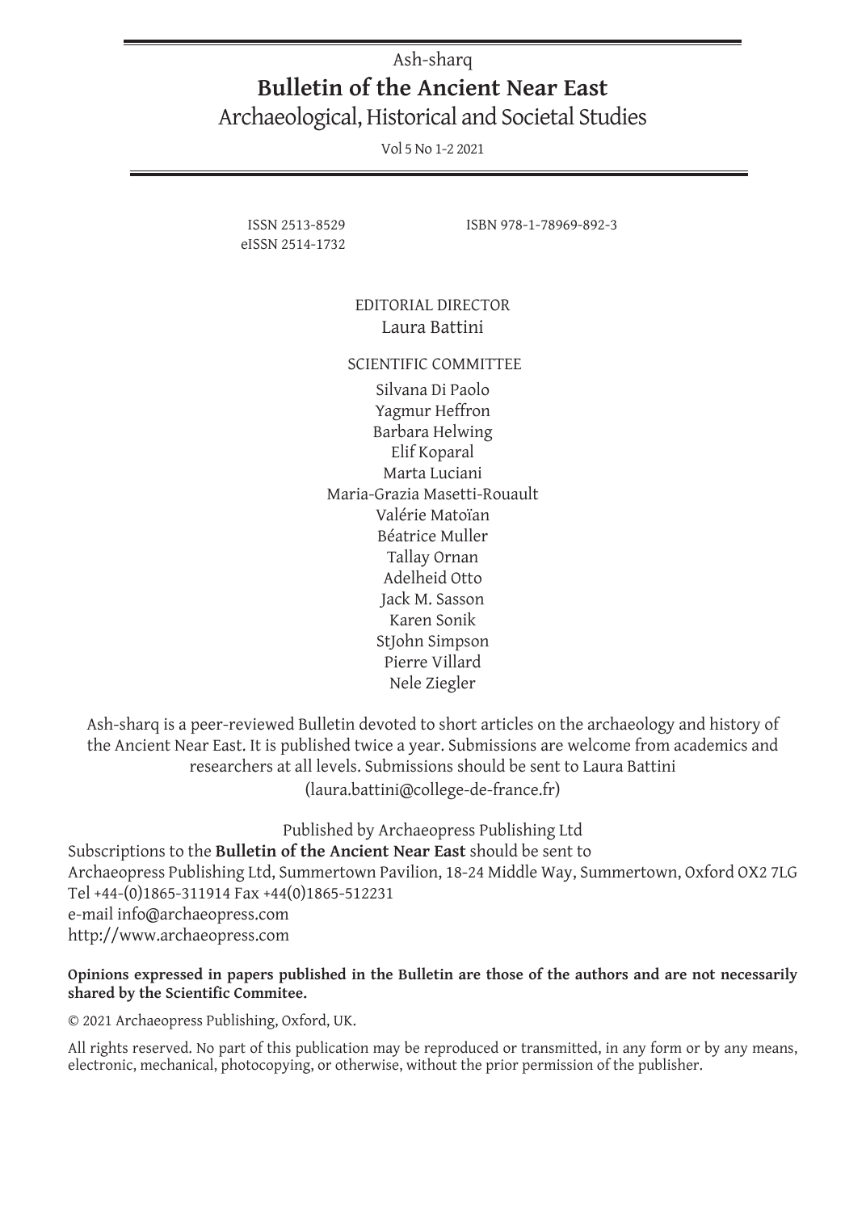Ash-sharq

# Bulletin of the Ancient Near East

Archaeological, Historical and Societal Studies

Vol 5 No 1-2 2021

ISSN 2513-8529
eISSN 2514-1732

ISBN 978-1-78969-892-3

EDITORIAL DIRECTOR
Laura Battini

SCIENTIFIC COMMITTEE
Silvana Di Paolo
Yagmur Heffron
Barbara Helwing
Elif Koparal
Marta Luciani
Maria-Grazia Masetti-Rouault
Valérie Matoïan
Béatrice Muller
Tallay Ornan
Adelheid Otto
Jack M. Sasson
Karen Sonik
StJohn Simpson
Pierre Villard
Nele Ziegler

Ash-sharq is a peer-reviewed Bulletin devoted to short articles on the archaeology and history of the Ancient Near East. It is published twice a year. Submissions are welcome from academics and researchers at all levels. Submissions should be sent to Laura Battini (laura.battini@college-de-france.fr)

Published by Archaeopress Publishing Ltd
Subscriptions to the **Bulletin of the Ancient Near East** should be sent to
Archaeopress Publishing Ltd, Summertown Pavilion, 18-24 Middle Way, Summertown, Oxford OX2 7LG
Tel +44-(0)1865-311914 Fax +44(0)1865-512231
e-mail info@archaeopress.com
http://www.archaeopress.com

**Opinions expressed in papers published in the Bulletin are those of the authors and are not necessarily shared by the Scientific Commitee.**

© 2021 Archaeopress Publishing, Oxford, UK.

All rights reserved. No part of this publication may be reproduced or transmitted, in any form or by any means, electronic, mechanical, photocopying, or otherwise, without the prior permission of the publisher.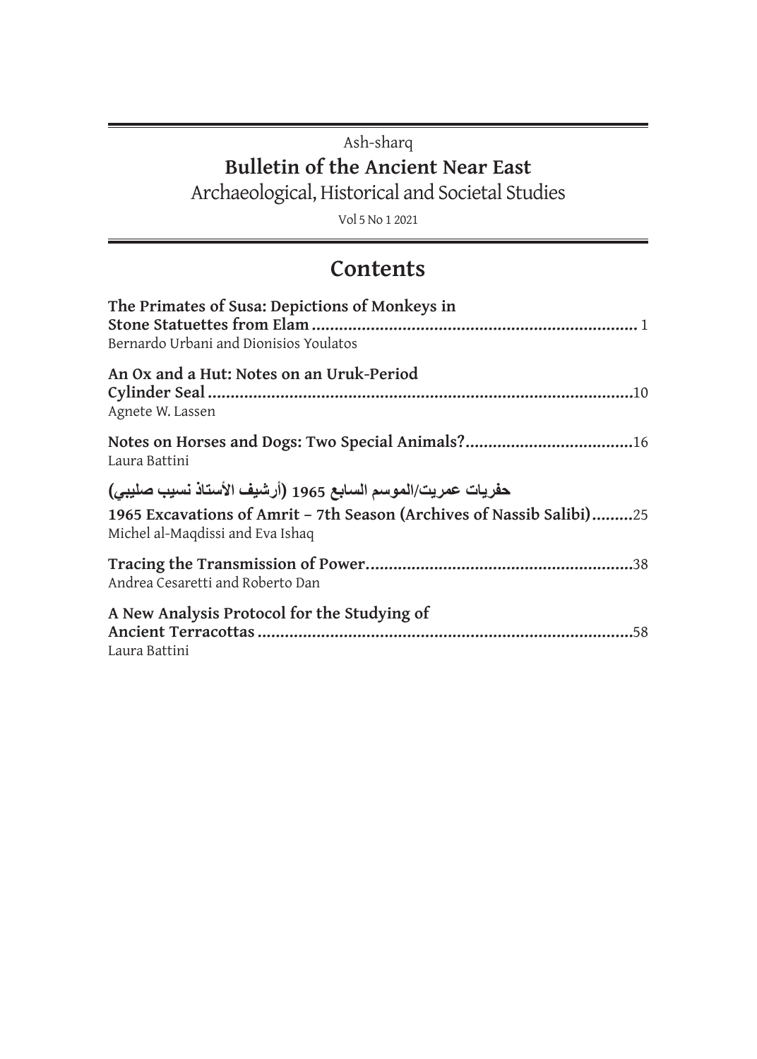Ash-sharq

**Bulletin of the Ancient Near East**

Archaeological, Historical and Societal Studies

Vol 5 No 1 2021

# Contents

**The Primates of Susa: Depictions of Monkeys in Stone Statuettes from Elam** ........ 1
Bernardo Urbani and Dionisios Youlatos

**An Ox and a Hut: Notes on an Uruk-Period Cylinder Seal** ........ 10
Agnete W. Lassen

**Notes on Horses and Dogs: Two Special Animals?** ........ 16
Laura Battini

**حفريات عمريت/الموسم السابع 1965 (أرشيف الأستاذ نسيب صليبي)**

**1965 Excavations of Amrit – 7th Season (Archives of Nassib Salibi)** ........ 25
Michel al-Maqdissi and Eva Ishaq

**Tracing the Transmission of Power** ........ 38
Andrea Cesaretti and Roberto Dan

**A New Analysis Protocol for the Studying of Ancient Terracottas** ........ 58
Laura Battini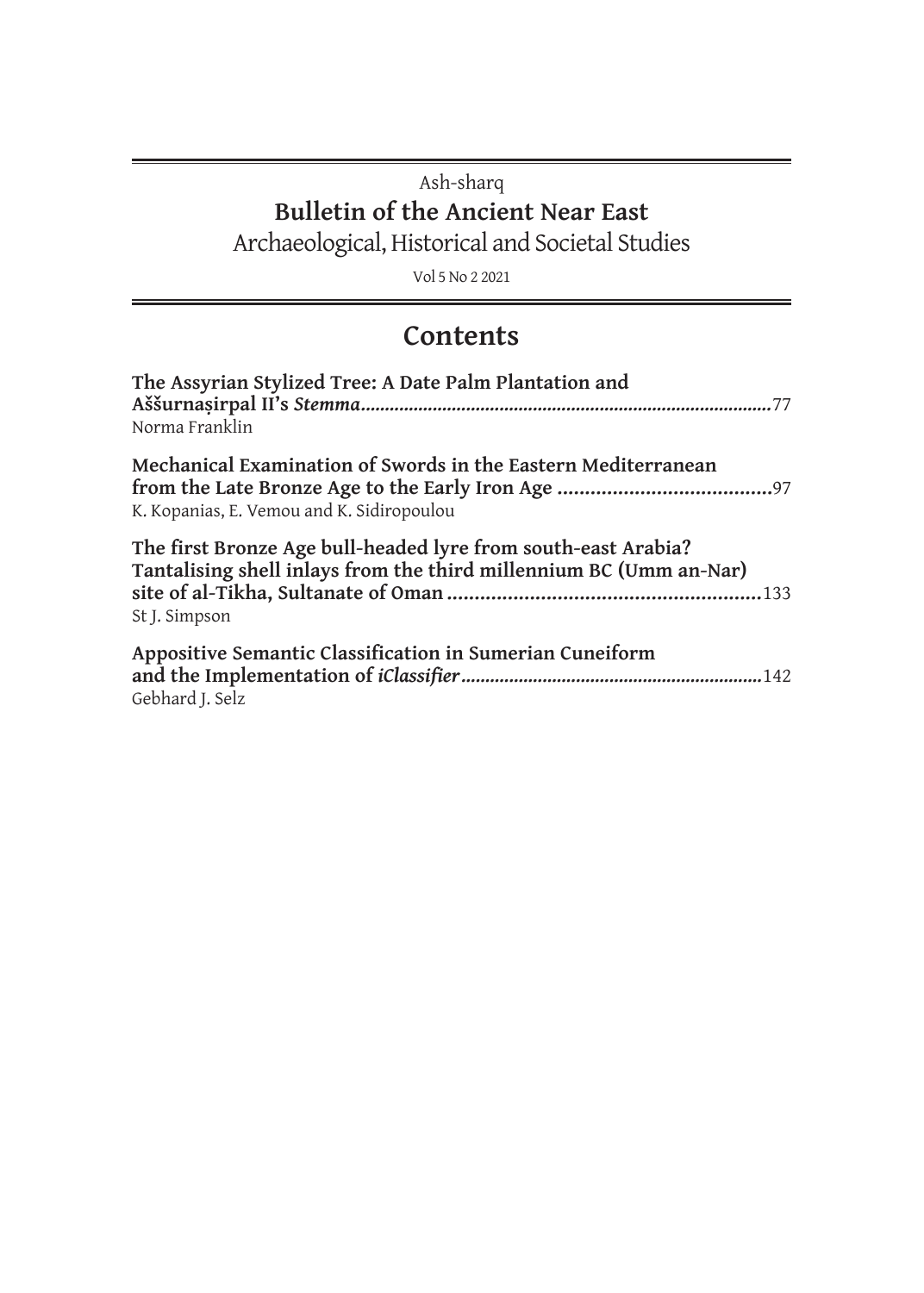Ash-sharq

# Bulletin of the Ancient Near East

Archaeological, Historical and Societal Studies

Vol 5 No 2 2021

## Contents

**The Assyrian Stylized Tree: A Date Palm Plantation and Aššurnaṣirpal II's *Stemma*......................................................................................**77
Norma Franklin

**Mechanical Examination of Swords in the Eastern Mediterranean from the Late Bronze Age to the Early Iron Age ........................................**97
K. Kopanias, E. Vemou and K. Sidiropoulou

**The first Bronze Age bull-headed lyre from south-east Arabia? Tantalising shell inlays from the third millennium BC (Umm an-Nar) site of al-Tikha, Sultanate of Oman ..........................................................**133
St J. Simpson

**Appositive Semantic Classification in Sumerian Cuneiform and the Implementation of *iClassifier*...............................................................**142
Gebhard J. Selz